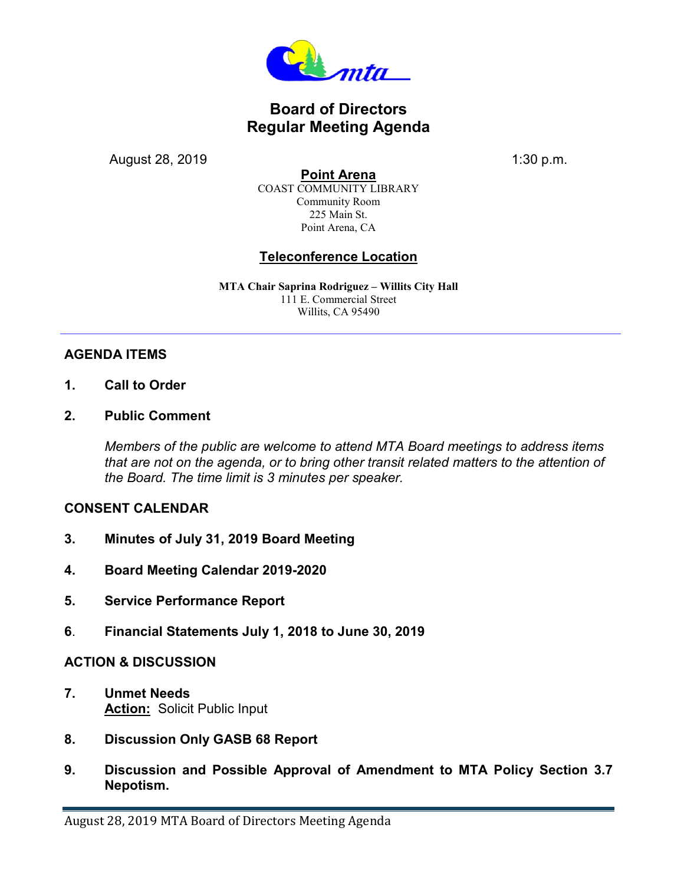# Board of Directors
# Regular Meeting Agenda

August 28, 2019 1:30 p.m.

**Point Arena**
COAST COMMUNITY LIBRARY
Community Room
225 Main St.
Point Arena, CA

**Teleconference Location**

**MTA Chair Saprina Rodriguez – Willits City Hall**
111 E. Commercial Street
Willits, CA 95490

---

## AGENDA ITEMS

**1. Call to Order**

**2. Public Comment**

*Members of the public are welcome to attend MTA Board meetings to address items that are not on the agenda, or to bring other transit related matters to the attention of the Board. The time limit is 3 minutes per speaker.*

## CONSENT CALENDAR

**3. Minutes of July 31, 2019 Board Meeting**

**4. Board Meeting Calendar 2019-2020**

**5. Service Performance Report**

**6. Financial Statements July 1, 2018 to June 30, 2019**

## ACTION & DISCUSSION

**7. Unmet Needs**
**Action:** Solicit Public Input

**8. Discussion Only GASB 68 Report**

**9. Discussion and Possible Approval of Amendment to MTA Policy Section 3.7 Nepotism.**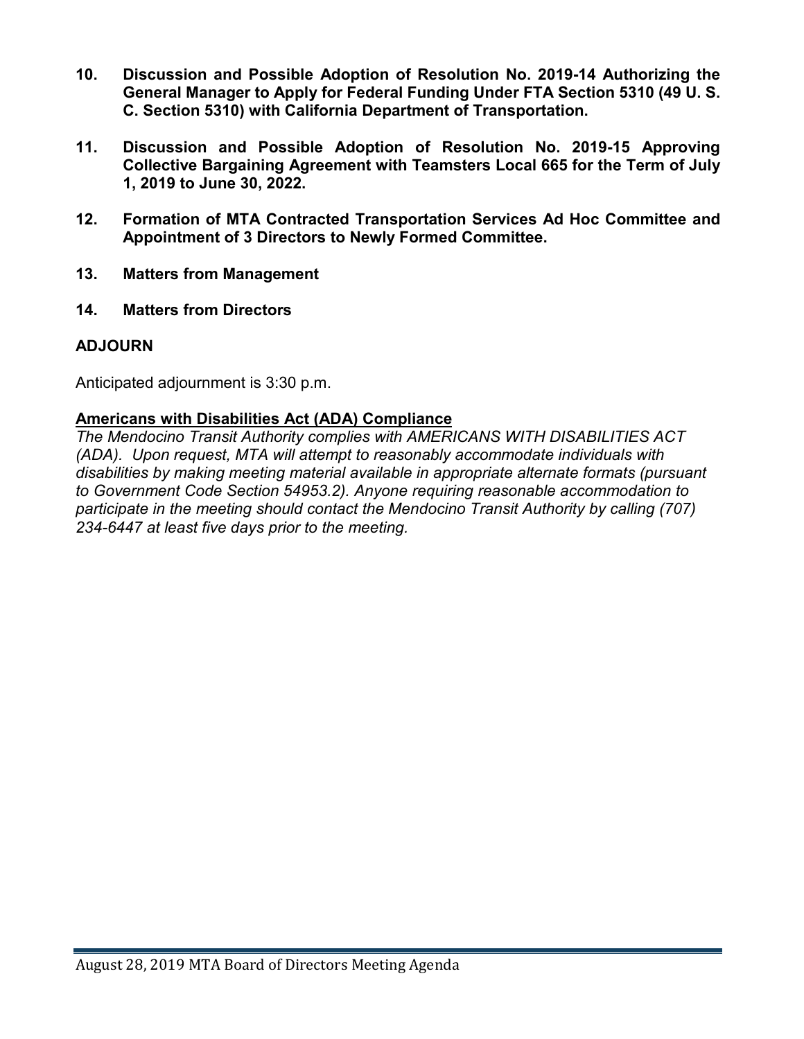**10. Discussion and Possible Adoption of Resolution No. 2019-14 Authorizing the General Manager to Apply for Federal Funding Under FTA Section 5310 (49 U. S. C. Section 5310) with California Department of Transportation.**

**11. Discussion and Possible Adoption of Resolution No. 2019-15 Approving Collective Bargaining Agreement with Teamsters Local 665 for the Term of July 1, 2019 to June 30, 2022.**

**12. Formation of MTA Contracted Transportation Services Ad Hoc Committee and Appointment of 3 Directors to Newly Formed Committee.**

**13. Matters from Management**

**14. Matters from Directors**

**ADJOURN**

Anticipated adjournment is 3:30 p.m.

**Americans with Disabilities Act (ADA) Compliance**

*The Mendocino Transit Authority complies with AMERICANS WITH DISABILITIES ACT (ADA). Upon request, MTA will attempt to reasonably accommodate individuals with disabilities by making meeting material available in appropriate alternate formats (pursuant to Government Code Section 54953.2). Anyone requiring reasonable accommodation to participate in the meeting should contact the Mendocino Transit Authority by calling (707) 234-6447 at least five days prior to the meeting.*